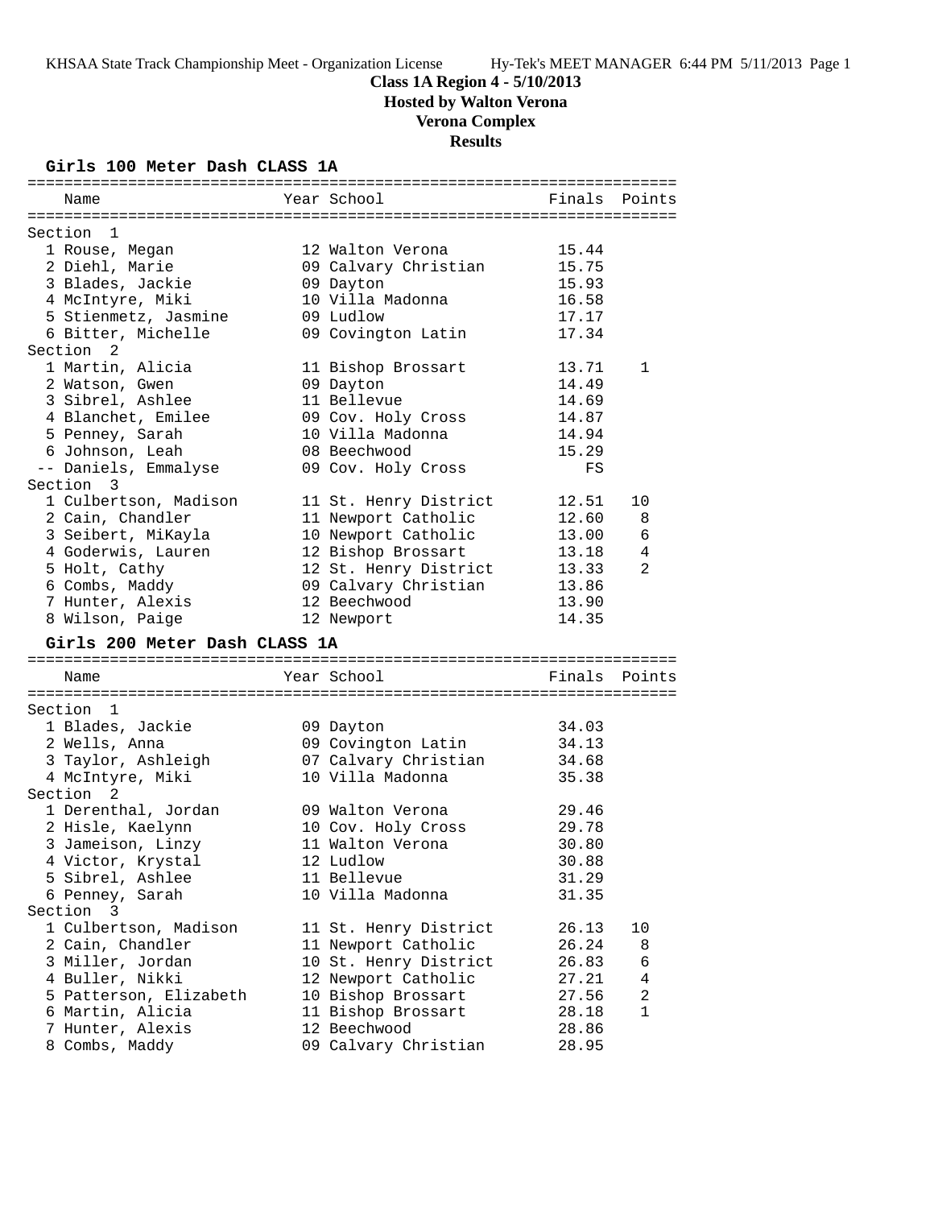**Class 1A Region 4 - 5/10/2013**
**Hosted by Walton Verona**
**Verona Complex**
**Results**

### Girls 100 Meter Dash CLASS 1A

| Name | Year | School | Finals | Points |
|---|---|---|---|---|
| **Section 1** | | | | |
| 1 Rouse, Megan | 12 | Walton Verona | 15.44 | |
| 2 Diehl, Marie | 09 | Calvary Christian | 15.75 | |
| 3 Blades, Jackie | 09 | Dayton | 15.93 | |
| 4 McIntyre, Miki | 10 | Villa Madonna | 16.58 | |
| 5 Stienmetz, Jasmine | 09 | Ludlow | 17.17 | |
| 6 Bitter, Michelle | 09 | Covington Latin | 17.34 | |
| **Section 2** | | | | |
| 1 Martin, Alicia | 11 | Bishop Brossart | 13.71 | 1 |
| 2 Watson, Gwen | 09 | Dayton | 14.49 | |
| 3 Sibrel, Ashlee | 11 | Bellevue | 14.69 | |
| 4 Blanchet, Emilee | 09 | Cov. Holy Cross | 14.87 | |
| 5 Penney, Sarah | 10 | Villa Madonna | 14.94 | |
| 6 Johnson, Leah | 08 | Beechwood | 15.29 | |
| -- Daniels, Emmalyse | 09 | Cov. Holy Cross | FS | |
| **Section 3** | | | | |
| 1 Culbertson, Madison | 11 | St. Henry District | 12.51 | 10 |
| 2 Cain, Chandler | 11 | Newport Catholic | 12.60 | 8 |
| 3 Seibert, MiKayla | 10 | Newport Catholic | 13.00 | 6 |
| 4 Goderwis, Lauren | 12 | Bishop Brossart | 13.18 | 4 |
| 5 Holt, Cathy | 12 | St. Henry District | 13.33 | 2 |
| 6 Combs, Maddy | 09 | Calvary Christian | 13.86 | |
| 7 Hunter, Alexis | 12 | Beechwood | 13.90 | |
| 8 Wilson, Paige | 12 | Newport | 14.35 | |

### Girls 200 Meter Dash CLASS 1A

| Name | Year | School | Finals | Points |
|---|---|---|---|---|
| **Section 1** | | | | |
| 1 Blades, Jackie | 09 | Dayton | 34.03 | |
| 2 Wells, Anna | 09 | Covington Latin | 34.13 | |
| 3 Taylor, Ashleigh | 07 | Calvary Christian | 34.68 | |
| 4 McIntyre, Miki | 10 | Villa Madonna | 35.38 | |
| **Section 2** | | | | |
| 1 Derenthal, Jordan | 09 | Walton Verona | 29.46 | |
| 2 Hisle, Kaelynn | 10 | Cov. Holy Cross | 29.78 | |
| 3 Jameison, Linzy | 11 | Walton Verona | 30.80 | |
| 4 Victor, Krystal | 12 | Ludlow | 30.88 | |
| 5 Sibrel, Ashlee | 11 | Bellevue | 31.29 | |
| 6 Penney, Sarah | 10 | Villa Madonna | 31.35 | |
| **Section 3** | | | | |
| 1 Culbertson, Madison | 11 | St. Henry District | 26.13 | 10 |
| 2 Cain, Chandler | 11 | Newport Catholic | 26.24 | 8 |
| 3 Miller, Jordan | 10 | St. Henry District | 26.83 | 6 |
| 4 Buller, Nikki | 12 | Newport Catholic | 27.21 | 4 |
| 5 Patterson, Elizabeth | 10 | Bishop Brossart | 27.56 | 2 |
| 6 Martin, Alicia | 11 | Bishop Brossart | 28.18 | 1 |
| 7 Hunter, Alexis | 12 | Beechwood | 28.86 | |
| 8 Combs, Maddy | 09 | Calvary Christian | 28.95 | |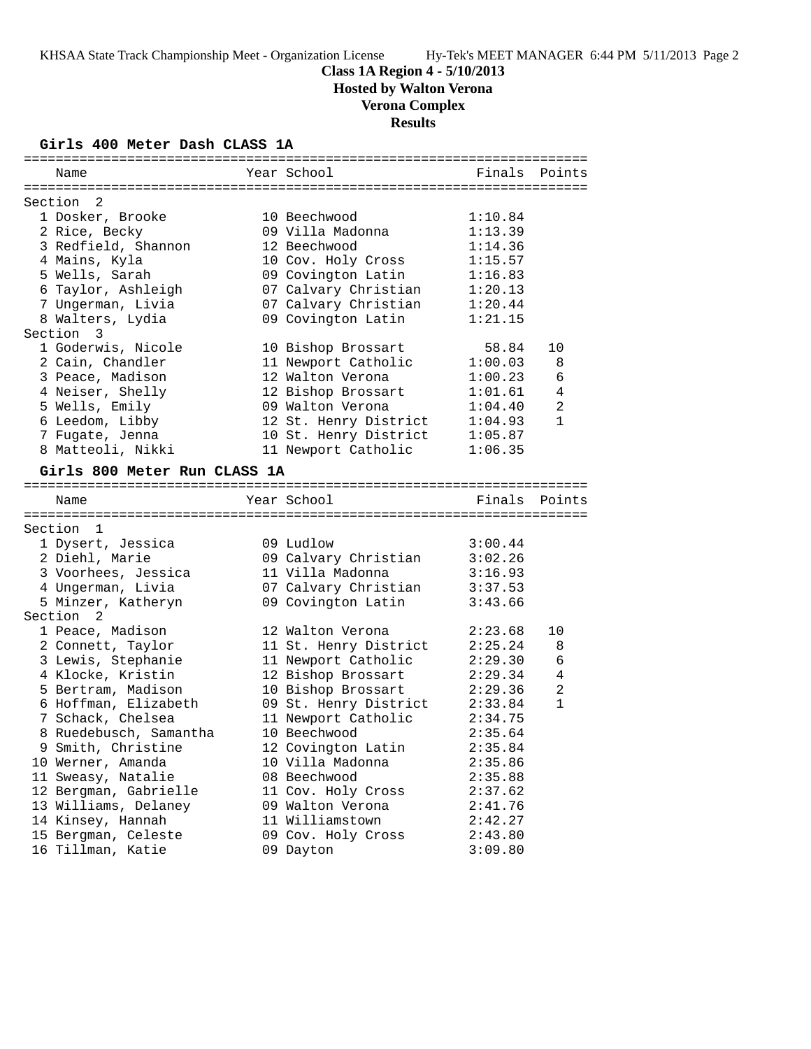**Class 1A Region 4 - 5/10/2013**
**Hosted by Walton Verona**
**Verona Complex**
**Results**

### Girls 400 Meter Dash CLASS 1A

| | Name | Year | School | Finals | Points |
|---|---|---|---|---|---|
| **Section 2** | | | | | |
| 1 | Dosker, Brooke | 10 | Beechwood | 1:10.84 | |
| 2 | Rice, Becky | 09 | Villa Madonna | 1:13.39 | |
| 3 | Redfield, Shannon | 12 | Beechwood | 1:14.36 | |
| 4 | Mains, Kyla | 10 | Cov. Holy Cross | 1:15.57 | |
| 5 | Wells, Sarah | 09 | Covington Latin | 1:16.83 | |
| 6 | Taylor, Ashleigh | 07 | Calvary Christian | 1:20.13 | |
| 7 | Ungerman, Livia | 07 | Calvary Christian | 1:20.44 | |
| 8 | Walters, Lydia | 09 | Covington Latin | 1:21.15 | |
| **Section 3** | | | | | |
| 1 | Goderwis, Nicole | 10 | Bishop Brossart | 58.84 | 10 |
| 2 | Cain, Chandler | 11 | Newport Catholic | 1:00.03 | 8 |
| 3 | Peace, Madison | 12 | Walton Verona | 1:00.23 | 6 |
| 4 | Neiser, Shelly | 12 | Bishop Brossart | 1:01.61 | 4 |
| 5 | Wells, Emily | 09 | Walton Verona | 1:04.40 | 2 |
| 6 | Leedom, Libby | 12 | St. Henry District | 1:04.93 | 1 |
| 7 | Fugate, Jenna | 10 | St. Henry District | 1:05.87 | |
| 8 | Matteoli, Nikki | 11 | Newport Catholic | 1:06.35 | |

### Girls 800 Meter Run CLASS 1A

| | Name | Year | School | Finals | Points |
|---|---|---|---|---|---|
| **Section 1** | | | | | |
| 1 | Dysert, Jessica | 09 | Ludlow | 3:00.44 | |
| 2 | Diehl, Marie | 09 | Calvary Christian | 3:02.26 | |
| 3 | Voorhees, Jessica | 11 | Villa Madonna | 3:16.93 | |
| 4 | Ungerman, Livia | 07 | Calvary Christian | 3:37.53 | |
| 5 | Minzer, Katheryn | 09 | Covington Latin | 3:43.66 | |
| **Section 2** | | | | | |
| 1 | Peace, Madison | 12 | Walton Verona | 2:23.68 | 10 |
| 2 | Connett, Taylor | 11 | St. Henry District | 2:25.24 | 8 |
| 3 | Lewis, Stephanie | 11 | Newport Catholic | 2:29.30 | 6 |
| 4 | Klocke, Kristin | 12 | Bishop Brossart | 2:29.34 | 4 |
| 5 | Bertram, Madison | 10 | Bishop Brossart | 2:29.36 | 2 |
| 6 | Hoffman, Elizabeth | 09 | St. Henry District | 2:33.84 | 1 |
| 7 | Schack, Chelsea | 11 | Newport Catholic | 2:34.75 | |
| 8 | Ruedebusch, Samantha | 10 | Beechwood | 2:35.64 | |
| 9 | Smith, Christine | 12 | Covington Latin | 2:35.84 | |
| 10 | Werner, Amanda | 10 | Villa Madonna | 2:35.86 | |
| 11 | Sweasy, Natalie | 08 | Beechwood | 2:35.88 | |
| 12 | Bergman, Gabrielle | 11 | Cov. Holy Cross | 2:37.62 | |
| 13 | Williams, Delaney | 09 | Walton Verona | 2:41.76 | |
| 14 | Kinsey, Hannah | 11 | Williamstown | 2:42.27 | |
| 15 | Bergman, Celeste | 09 | Cov. Holy Cross | 2:43.80 | |
| 16 | Tillman, Katie | 09 | Dayton | 3:09.80 | |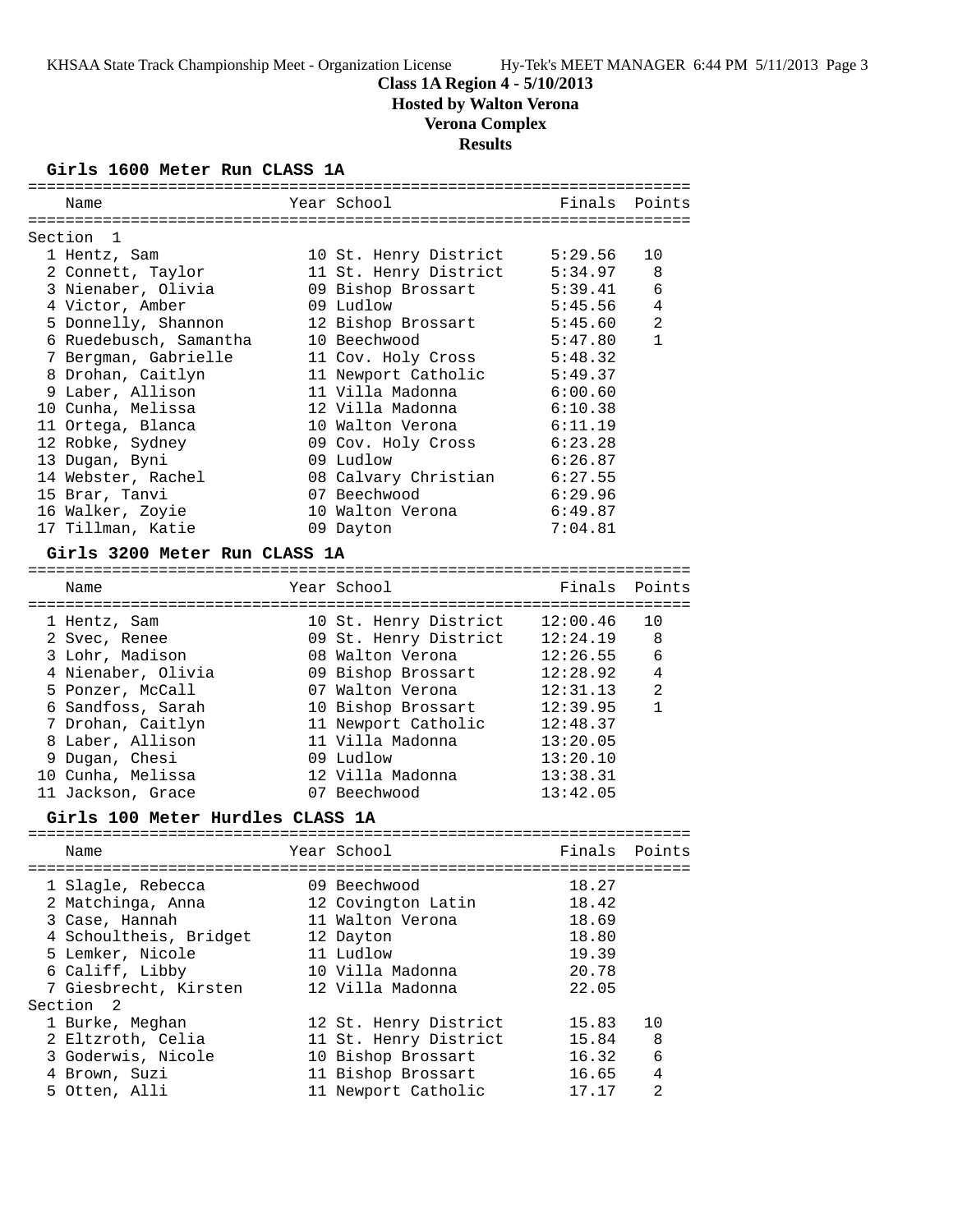**Class 1A Region 4 - 5/10/2013**
**Hosted by Walton Verona**
**Verona Complex**
**Results**

### Girls 1600 Meter Run CLASS 1A

| Name | Year | School | Finals | Points |
|---|---|---|---|---|
| **Section 1** | | | | |
| 1 Hentz, Sam | 10 | St. Henry District | 5:29.56 | 10 |
| 2 Connett, Taylor | 11 | St. Henry District | 5:34.97 | 8 |
| 3 Nienaber, Olivia | 09 | Bishop Brossart | 5:39.41 | 6 |
| 4 Victor, Amber | 09 | Ludlow | 5:45.56 | 4 |
| 5 Donnelly, Shannon | 12 | Bishop Brossart | 5:45.60 | 2 |
| 6 Ruedebusch, Samantha | 10 | Beechwood | 5:47.80 | 1 |
| 7 Bergman, Gabrielle | 11 | Cov. Holy Cross | 5:48.32 | |
| 8 Drohan, Caitlyn | 11 | Newport Catholic | 5:49.37 | |
| 9 Laber, Allison | 11 | Villa Madonna | 6:00.60 | |
| 10 Cunha, Melissa | 12 | Villa Madonna | 6:10.38 | |
| 11 Ortega, Blanca | 10 | Walton Verona | 6:11.19 | |
| 12 Robke, Sydney | 09 | Cov. Holy Cross | 6:23.28 | |
| 13 Dugan, Byni | 09 | Ludlow | 6:26.87 | |
| 14 Webster, Rachel | 08 | Calvary Christian | 6:27.55 | |
| 15 Brar, Tanvi | 07 | Beechwood | 6:29.96 | |
| 16 Walker, Zoyie | 10 | Walton Verona | 6:49.87 | |
| 17 Tillman, Katie | 09 | Dayton | 7:04.81 | |

### Girls 3200 Meter Run CLASS 1A

| Name | Year | School | Finals | Points |
|---|---|---|---|---|
| 1 Hentz, Sam | 10 | St. Henry District | 12:00.46 | 10 |
| 2 Svec, Renee | 09 | St. Henry District | 12:24.19 | 8 |
| 3 Lohr, Madison | 08 | Walton Verona | 12:26.55 | 6 |
| 4 Nienaber, Olivia | 09 | Bishop Brossart | 12:28.92 | 4 |
| 5 Ponzer, McCall | 07 | Walton Verona | 12:31.13 | 2 |
| 6 Sandfoss, Sarah | 10 | Bishop Brossart | 12:39.95 | 1 |
| 7 Drohan, Caitlyn | 11 | Newport Catholic | 12:48.37 | |
| 8 Laber, Allison | 11 | Villa Madonna | 13:20.05 | |
| 9 Dugan, Chesi | 09 | Ludlow | 13:20.10 | |
| 10 Cunha, Melissa | 12 | Villa Madonna | 13:38.31 | |
| 11 Jackson, Grace | 07 | Beechwood | 13:42.05 | |

### Girls 100 Meter Hurdles CLASS 1A

| Name | Year | School | Finals | Points |
|---|---|---|---|---|
| 1 Slagle, Rebecca | 09 | Beechwood | 18.27 | |
| 2 Matchinga, Anna | 12 | Covington Latin | 18.42 | |
| 3 Case, Hannah | 11 | Walton Verona | 18.69 | |
| 4 Schoultheis, Bridget | 12 | Dayton | 18.80 | |
| 5 Lemker, Nicole | 11 | Ludlow | 19.39 | |
| 6 Califf, Libby | 10 | Villa Madonna | 20.78 | |
| 7 Giesbrecht, Kirsten | 12 | Villa Madonna | 22.05 | |
| **Section 2** | | | | |
| 1 Burke, Meghan | 12 | St. Henry District | 15.83 | 10 |
| 2 Eltzroth, Celia | 11 | St. Henry District | 15.84 | 8 |
| 3 Goderwis, Nicole | 10 | Bishop Brossart | 16.32 | 6 |
| 4 Brown, Suzi | 11 | Bishop Brossart | 16.65 | 4 |
| 5 Otten, Alli | 11 | Newport Catholic | 17.17 | 2 |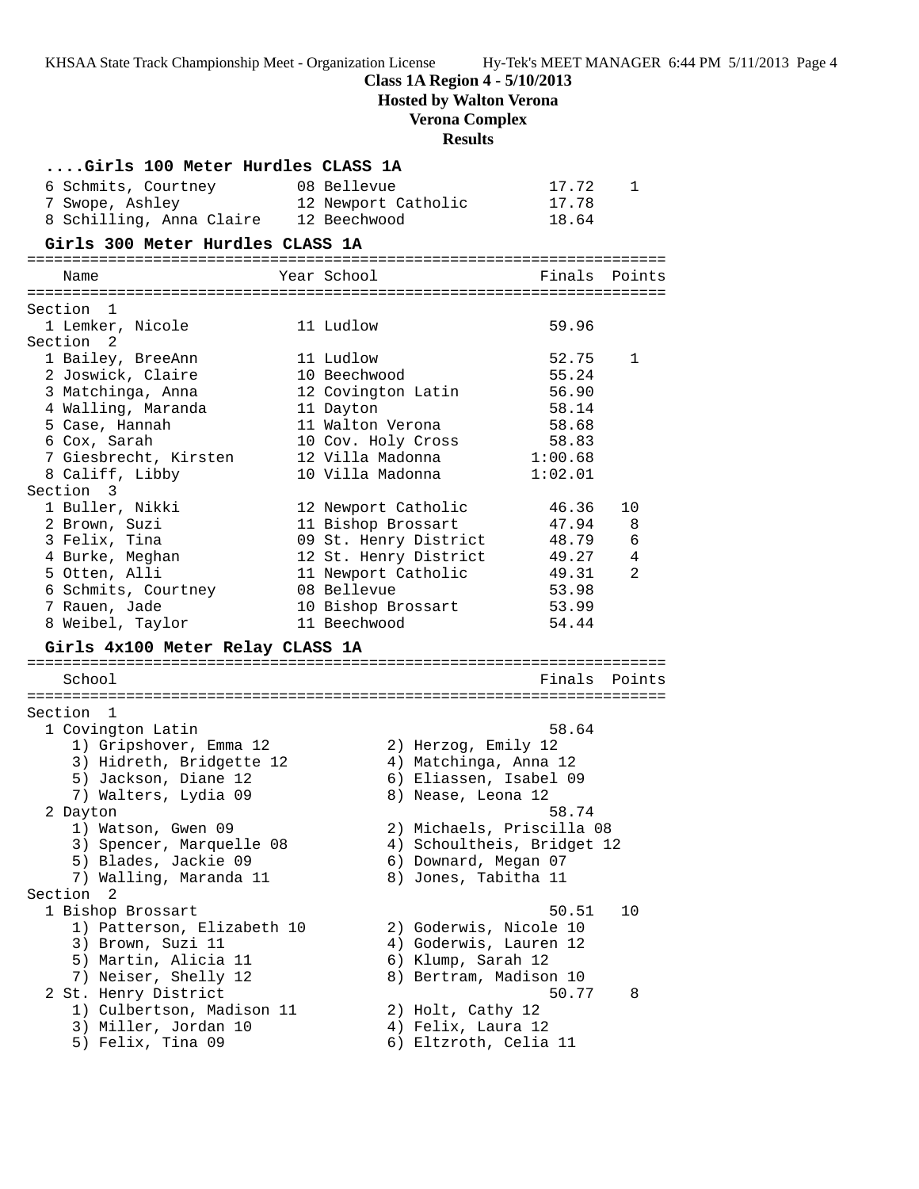**Class 1A Region 4 - 5/10/2013**
**Hosted by Walton Verona**
**Verona Complex**
**Results**

### ....Girls 100 Meter Hurdles CLASS 1A

| Place | Name | Year | School | Finals | Points |
|---|---|---|---|---|---|
| 6 | Schmits, Courtney | 08 | Bellevue | 17.72 | 1 |
| 7 | Swope, Ashley | 12 | Newport Catholic | 17.78 | |
| 8 | Schilling, Anna Claire | 12 | Beechwood | 18.64 | |

### Girls 300 Meter Hurdles CLASS 1A

| Place | Name | Year | School | Finals | Points |
|---|---|---|---|---|---|
| **Section 1** | | | | | |
| 1 | Lemker, Nicole | 11 | Ludlow | 59.96 | |
| **Section 2** | | | | | |
| 1 | Bailey, BreeAnn | 11 | Ludlow | 52.75 | 1 |
| 2 | Joswick, Claire | 10 | Beechwood | 55.24 | |
| 3 | Matchinga, Anna | 12 | Covington Latin | 56.90 | |
| 4 | Walling, Maranda | 11 | Dayton | 58.14 | |
| 5 | Case, Hannah | 11 | Walton Verona | 58.68 | |
| 6 | Cox, Sarah | 10 | Cov. Holy Cross | 58.83 | |
| 7 | Giesbrecht, Kirsten | 12 | Villa Madonna | 1:00.68 | |
| 8 | Califf, Libby | 10 | Villa Madonna | 1:02.01 | |
| **Section 3** | | | | | |
| 1 | Buller, Nikki | 12 | Newport Catholic | 46.36 | 10 |
| 2 | Brown, Suzi | 11 | Bishop Brossart | 47.94 | 8 |
| 3 | Felix, Tina | 09 | St. Henry District | 48.79 | 6 |
| 4 | Burke, Meghan | 12 | St. Henry District | 49.27 | 4 |
| 5 | Otten, Alli | 11 | Newport Catholic | 49.31 | 2 |
| 6 | Schmits, Courtney | 08 | Bellevue | 53.98 | |
| 7 | Rauen, Jade | 10 | Bishop Brossart | 53.99 | |
| 8 | Weibel, Taylor | 11 | Beechwood | 54.44 | |

### Girls 4x100 Meter Relay CLASS 1A

| Place | School | Finals | Points |
|---|---|---|---|
| **Section 1** | | | |
| 1 | Covington Latin | 58.64 | |
| 2 | Dayton | 58.74 | |
| **Section 2** | | | |
| 1 | Bishop Brossart | 50.51 | 10 |
| 2 | St. Henry District | 50.77 | 8 |

**Section 1**

1 Covington Latin — 58.64
1) Gripshover, Emma 12, 2) Herzog, Emily 12, 3) Hidreth, Bridgette 12, 4) Matchinga, Anna 12, 5) Jackson, Diane 12, 6) Eliassen, Isabel 09, 7) Walters, Lydia 09, 8) Nease, Leona 12

2 Dayton — 58.74
1) Watson, Gwen 09, 2) Michaels, Priscilla 08, 3) Spencer, Marquelle 08, 4) Schoultheis, Bridget 12, 5) Blades, Jackie 09, 6) Downard, Megan 07, 7) Walling, Maranda 11, 8) Jones, Tabitha 11

**Section 2**

1 Bishop Brossart — 50.51 — 10
1) Patterson, Elizabeth 10, 2) Goderwis, Nicole 10, 3) Brown, Suzi 11, 4) Goderwis, Lauren 12, 5) Martin, Alicia 11, 6) Klump, Sarah 12, 7) Neiser, Shelly 12, 8) Bertram, Madison 10

2 St. Henry District — 50.77 — 8
1) Culbertson, Madison 11, 2) Holt, Cathy 12, 3) Miller, Jordan 10, 4) Felix, Laura 12, 5) Felix, Tina 09, 6) Eltzroth, Celia 11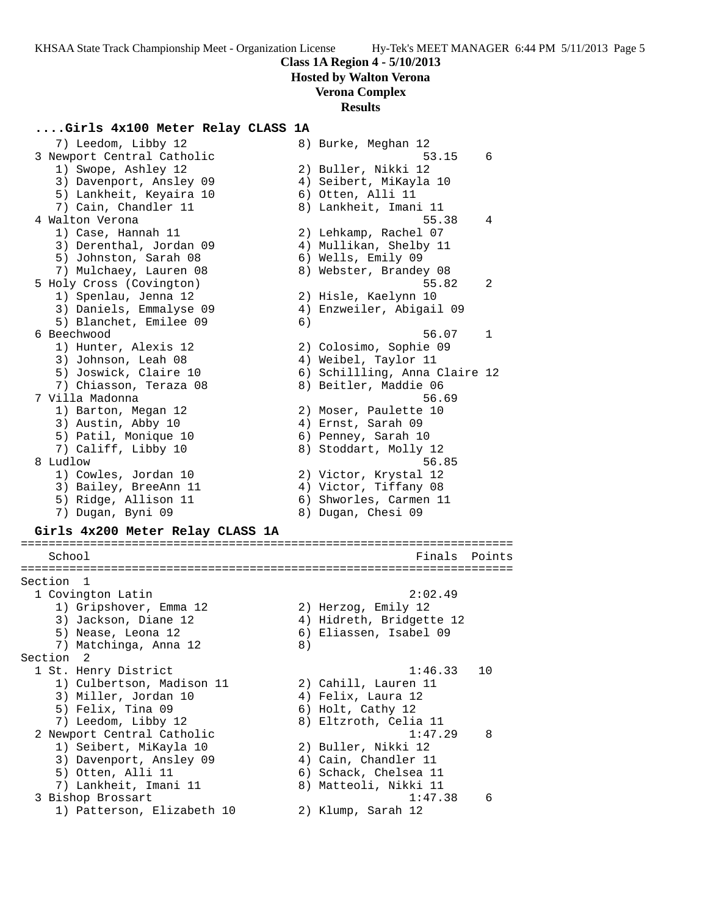**Class 1A Region 4 - 5/10/2013**
**Hosted by Walton Verona**
**Verona Complex**
**Results**

### ....Girls 4x100 Meter Relay CLASS 1A

```
    7) Leedom, Libby 12                8) Burke, Meghan 12
  3 Newport Central Catholic                            53.15    6
    1) Swope, Ashley 12                2) Buller, Nikki 12
    3) Davenport, Ansley 09            4) Seibert, MiKayla 10
    5) Lankheit, Keyaira 10            6) Otten, Alli 11
    7) Cain, Chandler 11               8) Lankheit, Imani 11
  4 Walton Verona                                       55.38    4
    1) Case, Hannah 11                 2) Lehkamp, Rachel 07
    3) Derenthal, Jordan 09            4) Mullikan, Shelby 11
    5) Johnston, Sarah 08              6) Wells, Emily 09
    7) Mulchaey, Lauren 08             8) Webster, Brandey 08
  5 Holy Cross (Covington)                              55.82    2
    1) Spenlau, Jenna 12               2) Hisle, Kaelynn 10
    3) Daniels, Emmalyse 09            4) Enzweiler, Abigail 09
    5) Blanchet, Emilee 09             6)
  6 Beechwood                                           56.07    1
    1) Hunter, Alexis 12               2) Colosimo, Sophie 09
    3) Johnson, Leah 08                4) Weibel, Taylor 11
    5) Joswick, Claire 10              6) Schillling, Anna Claire 12
    7) Chiasson, Teraza 08             8) Beitler, Maddie 06
  7 Villa Madonna                                       56.69
    1) Barton, Megan 12                2) Moser, Paulette 10
    3) Austin, Abby 10                 4) Ernst, Sarah 09
    5) Patil, Monique 10               6) Penney, Sarah 10
    7) Califf, Libby 10                8) Stoddart, Molly 12
  8 Ludlow                                              56.85
    1) Cowles, Jordan 10               2) Victor, Krystal 12
    3) Bailey, BreeAnn 11              4) Victor, Tiffany 08
    5) Ridge, Allison 11               6) Shworles, Carmen 11
    7) Dugan, Byni 09                  8) Dugan, Chesi 09
```

### Girls 4x200 Meter Relay CLASS 1A

```
=======================================================================
   School                                            Finals  Points
=======================================================================
Section  1
  1 Covington Latin                                   2:02.49
    1) Gripshover, Emma 12             2) Herzog, Emily 12
    3) Jackson, Diane 12               4) Hidreth, Bridgette 12
    5) Nease, Leona 12                 6) Eliassen, Isabel 09
    7) Matchinga, Anna 12              8)
Section  2
  1 St. Henry District                                1:46.33   10
    1) Culbertson, Madison 11          2) Cahill, Lauren 11
    3) Miller, Jordan 10               4) Felix, Laura 12
    5) Felix, Tina 09                  6) Holt, Cathy 12
    7) Leedom, Libby 12                8) Eltzroth, Celia 11
  2 Newport Central Catholic                          1:47.29    8
    1) Seibert, MiKayla 10             2) Buller, Nikki 12
    3) Davenport, Ansley 09            4) Cain, Chandler 11
    5) Otten, Alli 11                  6) Schack, Chelsea 11
    7) Lankheit, Imani 11              8) Matteoli, Nikki 11
  3 Bishop Brossart                                   1:47.38    6
    1) Patterson, Elizabeth 10         2) Klump, Sarah 12
```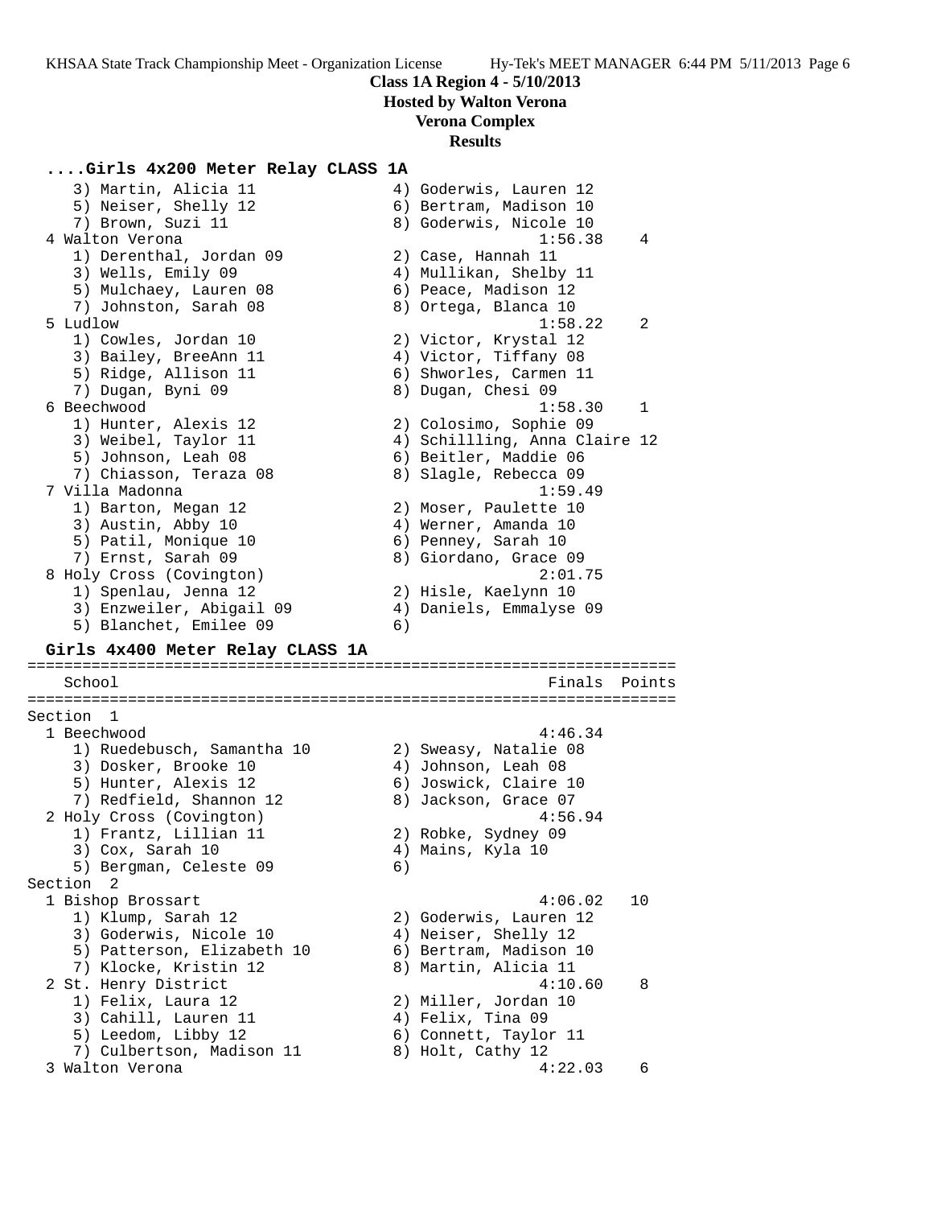## Class 1A Region 4 - 5/10/2013
### Hosted by Walton Verona
### Verona Complex
### Results

### ....Girls 4x200 Meter Relay CLASS 1A

```
    3) Martin, Alicia 11              4) Goderwis, Lauren 12
    5) Neiser, Shelly 12              6) Bertram, Madison 10
    7) Brown, Suzi 11                 8) Goderwis, Nicole 10
  4 Walton Verona                                1:56.38    4
    1) Derenthal, Jordan 09           2) Case, Hannah 11
    3) Wells, Emily 09                4) Mullikan, Shelby 11
    5) Mulchaey, Lauren 08            6) Peace, Madison 12
    7) Johnston, Sarah 08             8) Ortega, Blanca 10
  5 Ludlow                                       1:58.22    2
    1) Cowles, Jordan 10              2) Victor, Krystal 12
    3) Bailey, BreeAnn 11             4) Victor, Tiffany 08
    5) Ridge, Allison 11              6) Shworles, Carmen 11
    7) Dugan, Byni 09                 8) Dugan, Chesi 09
  6 Beechwood                                    1:58.30    1
    1) Hunter, Alexis 12              2) Colosimo, Sophie 09
    3) Weibel, Taylor 11              4) Schillling, Anna Claire 12
    5) Johnson, Leah 08               6) Beitler, Maddie 06
    7) Chiasson, Teraza 08            8) Slagle, Rebecca 09
  7 Villa Madonna                                1:59.49
    1) Barton, Megan 12               2) Moser, Paulette 10
    3) Austin, Abby 10                4) Werner, Amanda 10
    5) Patil, Monique 10              6) Penney, Sarah 10
    7) Ernst, Sarah 09                8) Giordano, Grace 09
  8 Holy Cross (Covington)                       2:01.75
    1) Spenlau, Jenna 12              2) Hisle, Kaelynn 10
    3) Enzweiler, Abigail 09          4) Daniels, Emmalyse 09
    5) Blanchet, Emilee 09            6)
```

### Girls 4x400 Meter Relay CLASS 1A

```
=======================================================================
    School                                            Finals  Points
=======================================================================
Section  1
  1 Beechwood                                    4:46.34
    1) Ruedebusch, Samantha 10        2) Sweasy, Natalie 08
    3) Dosker, Brooke 10              4) Johnson, Leah 08
    5) Hunter, Alexis 12              6) Joswick, Claire 10
    7) Redfield, Shannon 12           8) Jackson, Grace 07
  2 Holy Cross (Covington)                       4:56.94
    1) Frantz, Lillian 11             2) Robke, Sydney 09
    3) Cox, Sarah 10                  4) Mains, Kyla 10
    5) Bergman, Celeste 09            6)
Section  2
  1 Bishop Brossart                              4:06.02   10
    1) Klump, Sarah 12                2) Goderwis, Lauren 12
    3) Goderwis, Nicole 10            4) Neiser, Shelly 12
    5) Patterson, Elizabeth 10        6) Bertram, Madison 10
    7) Klocke, Kristin 12             8) Martin, Alicia 11
  2 St. Henry District                           4:10.60    8
    1) Felix, Laura 12                2) Miller, Jordan 10
    3) Cahill, Lauren 11              4) Felix, Tina 09
    5) Leedom, Libby 12               6) Connett, Taylor 11
    7) Culbertson, Madison 11         8) Holt, Cathy 12
  3 Walton Verona                                4:22.03    6
```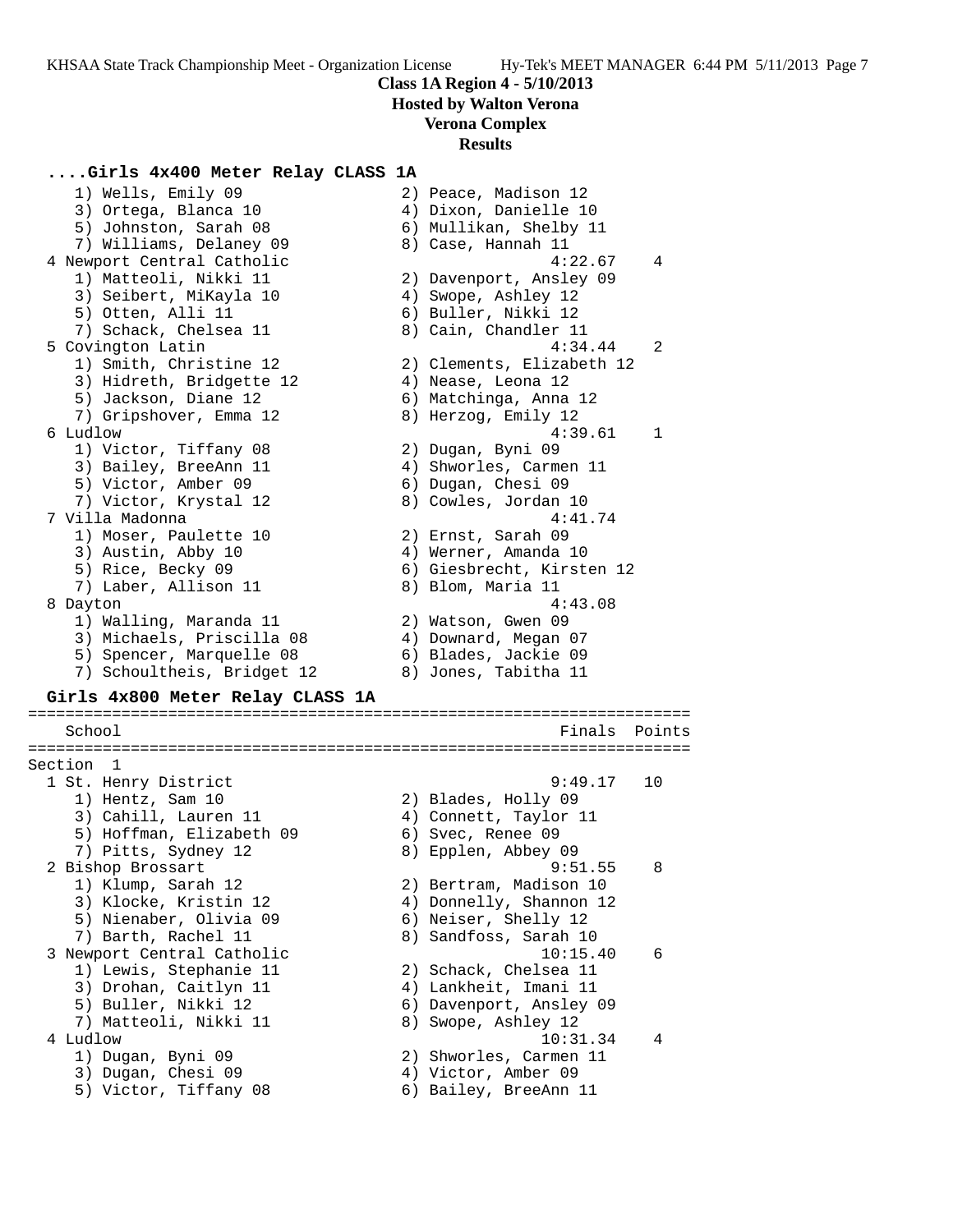**Class 1A Region 4 - 5/10/2013**
**Hosted by Walton Verona**
**Verona Complex**
**Results**

### ....Girls 4x400 Meter Relay CLASS 1A

```
    1) Wells, Emily 09                 2) Peace, Madison 12
    3) Ortega, Blanca 10               4) Dixon, Danielle 10
    5) Johnston, Sarah 08              6) Mullikan, Shelby 11
    7) Williams, Delaney 09            8) Case, Hannah 11
  4 Newport Central Catholic                       4:22.67    4
    1) Matteoli, Nikki 11              2) Davenport, Ansley 09
    3) Seibert, MiKayla 10             4) Swope, Ashley 12
    5) Otten, Alli 11                  6) Buller, Nikki 12
    7) Schack, Chelsea 11              8) Cain, Chandler 11
  5 Covington Latin                                4:34.44    2
    1) Smith, Christine 12             2) Clements, Elizabeth 12
    3) Hidreth, Bridgette 12           4) Nease, Leona 12
    5) Jackson, Diane 12               6) Matchinga, Anna 12
    7) Gripshover, Emma 12             8) Herzog, Emily 12
  6 Ludlow                                         4:39.61    1
    1) Victor, Tiffany 08              2) Dugan, Byni 09
    3) Bailey, BreeAnn 11              4) Shworles, Carmen 11
    5) Victor, Amber 09                6) Dugan, Chesi 09
    7) Victor, Krystal 12              8) Cowles, Jordan 10
  7 Villa Madonna                                  4:41.74
    1) Moser, Paulette 10              2) Ernst, Sarah 09
    3) Austin, Abby 10                 4) Werner, Amanda 10
    5) Rice, Becky 09                  6) Giesbrecht, Kirsten 12
    7) Laber, Allison 11               8) Blom, Maria 11
  8 Dayton                                         4:43.08
    1) Walling, Maranda 11             2) Watson, Gwen 09
    3) Michaels, Priscilla 08          4) Downard, Megan 07
    5) Spencer, Marquelle 08           6) Blades, Jackie 09
    7) Schoultheis, Bridget 12         8) Jones, Tabitha 11
```

### Girls 4x800 Meter Relay CLASS 1A

```
=====================================================================
    School                                         Finals  Points
=====================================================================
Section  1
  1 St. Henry District                             9:49.17   10
    1) Hentz, Sam 10                   2) Blades, Holly 09
    3) Cahill, Lauren 11               4) Connett, Taylor 11
    5) Hoffman, Elizabeth 09           6) Svec, Renee 09
    7) Pitts, Sydney 12                8) Epplen, Abbey 09
  2 Bishop Brossart                                9:51.55    8
    1) Klump, Sarah 12                 2) Bertram, Madison 10
    3) Klocke, Kristin 12              4) Donnelly, Shannon 12
    5) Nienaber, Olivia 09             6) Neiser, Shelly 12
    7) Barth, Rachel 11                8) Sandfoss, Sarah 10
  3 Newport Central Catholic                      10:15.40    6
    1) Lewis, Stephanie 11             2) Schack, Chelsea 11
    3) Drohan, Caitlyn 11              4) Lankheit, Imani 11
    5) Buller, Nikki 12                6) Davenport, Ansley 09
    7) Matteoli, Nikki 11              8) Swope, Ashley 12
  4 Ludlow                                        10:31.34    4
    1) Dugan, Byni 09                  2) Shworles, Carmen 11
    3) Dugan, Chesi 09                 4) Victor, Amber 09
    5) Victor, Tiffany 08              6) Bailey, BreeAnn 11
```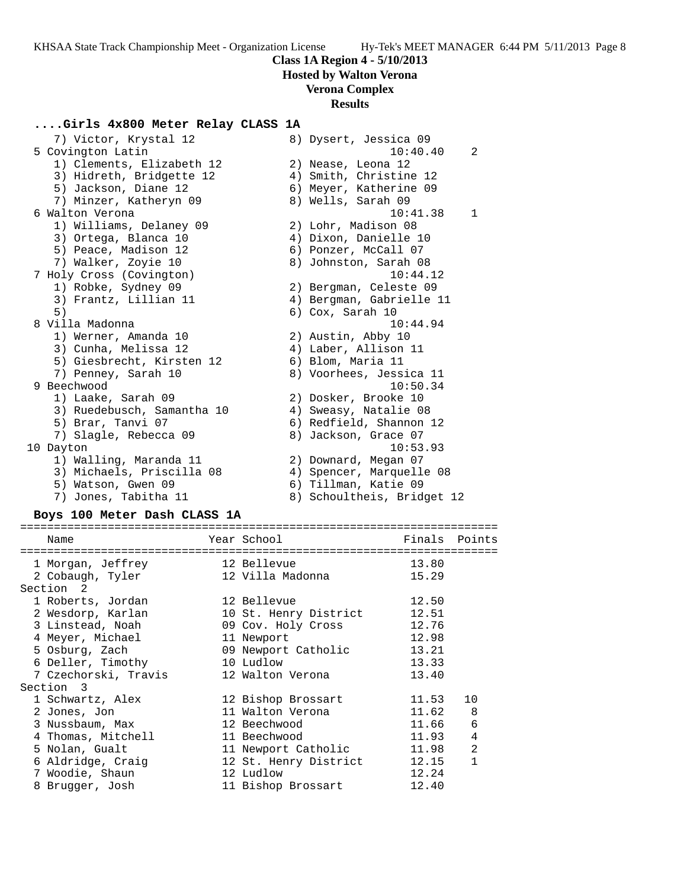**Class 1A Region 4 - 5/10/2013**
**Hosted by Walton Verona**
**Verona Complex**
**Results**

### ....Girls 4x800 Meter Relay CLASS 1A

```
    7) Victor, Krystal 12             8) Dysert, Jessica 09
  5 Covington Latin                                10:40.40    2
    1) Clements, Elizabeth 12         2) Nease, Leona 12
    3) Hidreth, Bridgette 12          4) Smith, Christine 12
    5) Jackson, Diane 12              6) Meyer, Katherine 09
    7) Minzer, Katheryn 09            8) Wells, Sarah 09
  6 Walton Verona                                  10:41.38    1
    1) Williams, Delaney 09           2) Lohr, Madison 08
    3) Ortega, Blanca 10              4) Dixon, Danielle 10
    5) Peace, Madison 12              6) Ponzer, McCall 07
    7) Walker, Zoyie 10               8) Johnston, Sarah 08
  7 Holy Cross (Covington)                         10:44.12
    1) Robke, Sydney 09               2) Bergman, Celeste 09
    3) Frantz, Lillian 11             4) Bergman, Gabrielle 11
    5)                                6) Cox, Sarah 10
  8 Villa Madonna                                  10:44.94
    1) Werner, Amanda 10              2) Austin, Abby 10
    3) Cunha, Melissa 12              4) Laber, Allison 11
    5) Giesbrecht, Kirsten 12         6) Blom, Maria 11
    7) Penney, Sarah 10               8) Voorhees, Jessica 11
  9 Beechwood                                      10:50.34
    1) Laake, Sarah 09                2) Dosker, Brooke 10
    3) Ruedebusch, Samantha 10        4) Sweasy, Natalie 08
    5) Brar, Tanvi 07                 6) Redfield, Shannon 12
    7) Slagle, Rebecca 09             8) Jackson, Grace 07
 10 Dayton                                         10:53.93
    1) Walling, Maranda 11            2) Downard, Megan 07
    3) Michaels, Priscilla 08         4) Spencer, Marquelle 08
    5) Watson, Gwen 09                6) Tillman, Katie 09
    7) Jones, Tabitha 11              8) Schoultheis, Bridget 12
```

### Boys 100 Meter Dash CLASS 1A

| Name | Year | School | Finals | Points |
|---|---|---|---|---|
| 1 Morgan, Jeffrey | 12 | Bellevue | 13.80 | |
| 2 Cobaugh, Tyler | 12 | Villa Madonna | 15.29 | |
| **Section 2** | | | | |
| 1 Roberts, Jordan | 12 | Bellevue | 12.50 | |
| 2 Wesdorp, Karlan | 10 | St. Henry District | 12.51 | |
| 3 Linstead, Noah | 09 | Cov. Holy Cross | 12.76 | |
| 4 Meyer, Michael | 11 | Newport | 12.98 | |
| 5 Osburg, Zach | 09 | Newport Catholic | 13.21 | |
| 6 Deller, Timothy | 10 | Ludlow | 13.33 | |
| 7 Czechorski, Travis | 12 | Walton Verona | 13.40 | |
| **Section 3** | | | | |
| 1 Schwartz, Alex | 12 | Bishop Brossart | 11.53 | 10 |
| 2 Jones, Jon | 11 | Walton Verona | 11.62 | 8 |
| 3 Nussbaum, Max | 12 | Beechwood | 11.66 | 6 |
| 4 Thomas, Mitchell | 11 | Beechwood | 11.93 | 4 |
| 5 Nolan, Gualt | 11 | Newport Catholic | 11.98 | 2 |
| 6 Aldridge, Craig | 12 | St. Henry District | 12.15 | 1 |
| 7 Woodie, Shaun | 12 | Ludlow | 12.24 | |
| 8 Brugger, Josh | 11 | Bishop Brossart | 12.40 | |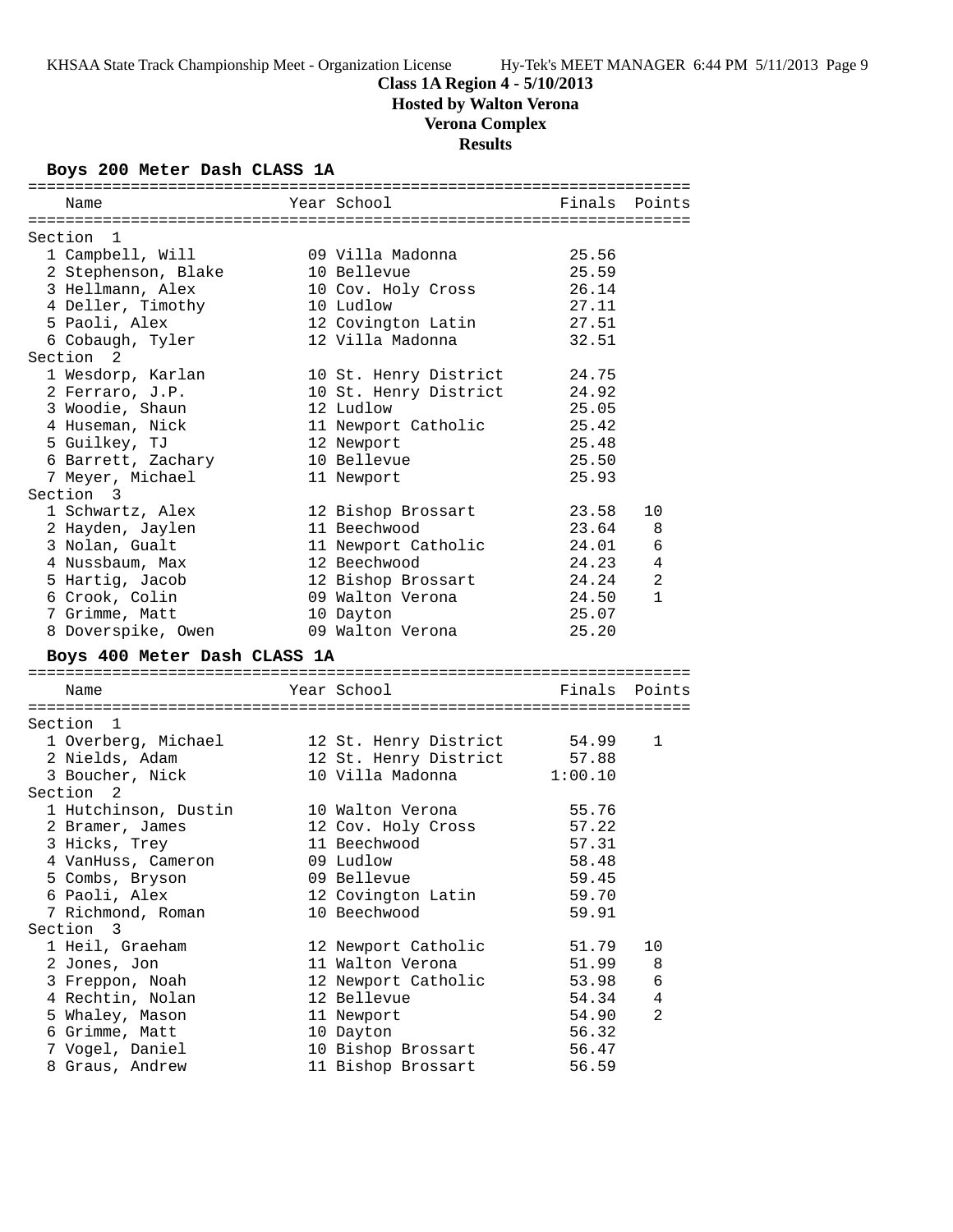**Class 1A Region 4 - 5/10/2013**
**Hosted by Walton Verona**
**Verona Complex**
**Results**

### Boys 200 Meter Dash CLASS 1A

| Place | Name | Year | School | Finals | Points |
|---|---|---|---|---|---|
| **Section 1** | | | | | |
| 1 | Campbell, Will | 09 | Villa Madonna | 25.56 | |
| 2 | Stephenson, Blake | 10 | Bellevue | 25.59 | |
| 3 | Hellmann, Alex | 10 | Cov. Holy Cross | 26.14 | |
| 4 | Deller, Timothy | 10 | Ludlow | 27.11 | |
| 5 | Paoli, Alex | 12 | Covington Latin | 27.51 | |
| 6 | Cobaugh, Tyler | 12 | Villa Madonna | 32.51 | |
| **Section 2** | | | | | |
| 1 | Wesdorp, Karlan | 10 | St. Henry District | 24.75 | |
| 2 | Ferraro, J.P. | 10 | St. Henry District | 24.92 | |
| 3 | Woodie, Shaun | 12 | Ludlow | 25.05 | |
| 4 | Huseman, Nick | 11 | Newport Catholic | 25.42 | |
| 5 | Guilkey, TJ | 12 | Newport | 25.48 | |
| 6 | Barrett, Zachary | 10 | Bellevue | 25.50 | |
| 7 | Meyer, Michael | 11 | Newport | 25.93 | |
| **Section 3** | | | | | |
| 1 | Schwartz, Alex | 12 | Bishop Brossart | 23.58 | 10 |
| 2 | Hayden, Jaylen | 11 | Beechwood | 23.64 | 8 |
| 3 | Nolan, Gualt | 11 | Newport Catholic | 24.01 | 6 |
| 4 | Nussbaum, Max | 12 | Beechwood | 24.23 | 4 |
| 5 | Hartig, Jacob | 12 | Bishop Brossart | 24.24 | 2 |
| 6 | Crook, Colin | 09 | Walton Verona | 24.50 | 1 |
| 7 | Grimme, Matt | 10 | Dayton | 25.07 | |
| 8 | Doverspike, Owen | 09 | Walton Verona | 25.20 | |

### Boys 400 Meter Dash CLASS 1A

| Place | Name | Year | School | Finals | Points |
|---|---|---|---|---|---|
| **Section 1** | | | | | |
| 1 | Overberg, Michael | 12 | St. Henry District | 54.99 | 1 |
| 2 | Nields, Adam | 12 | St. Henry District | 57.88 | |
| 3 | Boucher, Nick | 10 | Villa Madonna | 1:00.10 | |
| **Section 2** | | | | | |
| 1 | Hutchinson, Dustin | 10 | Walton Verona | 55.76 | |
| 2 | Bramer, James | 12 | Cov. Holy Cross | 57.22 | |
| 3 | Hicks, Trey | 11 | Beechwood | 57.31 | |
| 4 | VanHuss, Cameron | 09 | Ludlow | 58.48 | |
| 5 | Combs, Bryson | 09 | Bellevue | 59.45 | |
| 6 | Paoli, Alex | 12 | Covington Latin | 59.70 | |
| 7 | Richmond, Roman | 10 | Beechwood | 59.91 | |
| **Section 3** | | | | | |
| 1 | Heil, Graeham | 12 | Newport Catholic | 51.79 | 10 |
| 2 | Jones, Jon | 11 | Walton Verona | 51.99 | 8 |
| 3 | Freppon, Noah | 12 | Newport Catholic | 53.98 | 6 |
| 4 | Rechtin, Nolan | 12 | Bellevue | 54.34 | 4 |
| 5 | Whaley, Mason | 11 | Newport | 54.90 | 2 |
| 6 | Grimme, Matt | 10 | Dayton | 56.32 | |
| 7 | Vogel, Daniel | 10 | Bishop Brossart | 56.47 | |
| 8 | Graus, Andrew | 11 | Bishop Brossart | 56.59 | |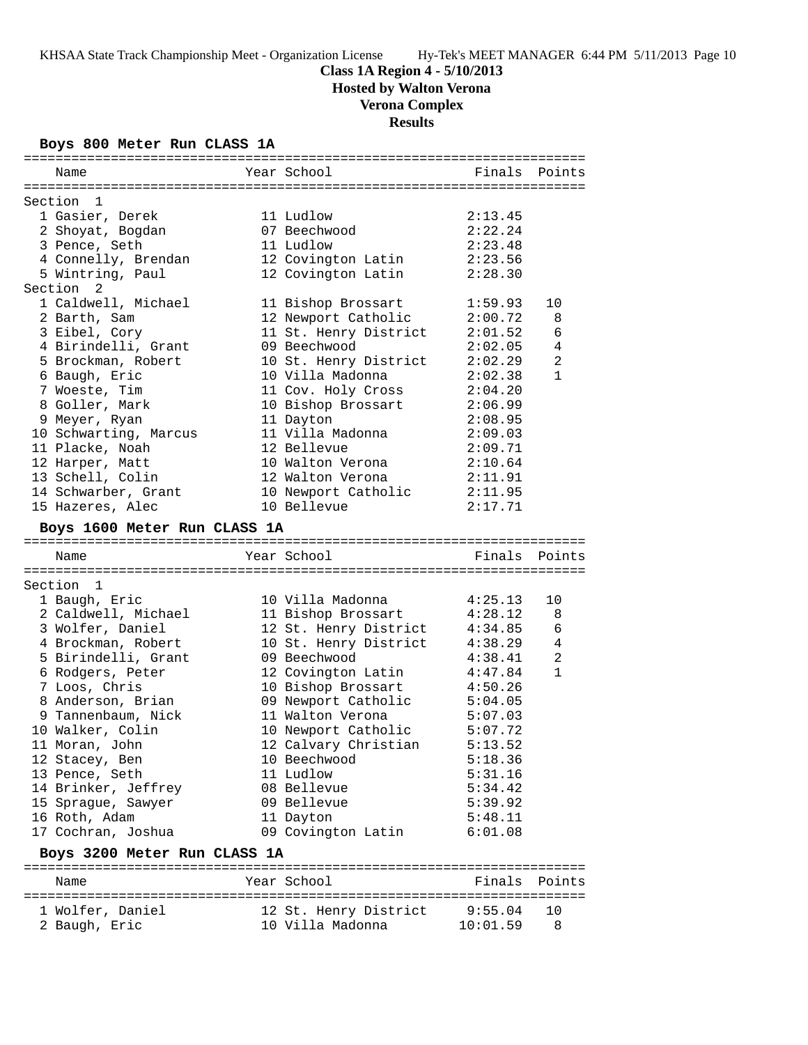# Class 1A Region 4 - 5/10/2013

## Hosted by Walton Verona

## Verona Complex

## Results

### Boys 800 Meter Run CLASS 1A

| Place | Name | Year | School | Finals | Points |
|---|---|---|---|---|---|
| **Section 1** | | | | | |
| 1 | Gasier, Derek | 11 | Ludlow | 2:13.45 | |
| 2 | Shoyat, Bogdan | 07 | Beechwood | 2:22.24 | |
| 3 | Pence, Seth | 11 | Ludlow | 2:23.48 | |
| 4 | Connelly, Brendan | 12 | Covington Latin | 2:23.56 | |
| 5 | Wintring, Paul | 12 | Covington Latin | 2:28.30 | |
| **Section 2** | | | | | |
| 1 | Caldwell, Michael | 11 | Bishop Brossart | 1:59.93 | 10 |
| 2 | Barth, Sam | 12 | Newport Catholic | 2:00.72 | 8 |
| 3 | Eibel, Cory | 11 | St. Henry District | 2:01.52 | 6 |
| 4 | Birindelli, Grant | 09 | Beechwood | 2:02.05 | 4 |
| 5 | Brockman, Robert | 10 | St. Henry District | 2:02.29 | 2 |
| 6 | Baugh, Eric | 10 | Villa Madonna | 2:02.38 | 1 |
| 7 | Woeste, Tim | 11 | Cov. Holy Cross | 2:04.20 | |
| 8 | Goller, Mark | 10 | Bishop Brossart | 2:06.99 | |
| 9 | Meyer, Ryan | 11 | Dayton | 2:08.95 | |
| 10 | Schwarting, Marcus | 11 | Villa Madonna | 2:09.03 | |
| 11 | Placke, Noah | 12 | Bellevue | 2:09.71 | |
| 12 | Harper, Matt | 10 | Walton Verona | 2:10.64 | |
| 13 | Schell, Colin | 12 | Walton Verona | 2:11.91 | |
| 14 | Schwarber, Grant | 10 | Newport Catholic | 2:11.95 | |
| 15 | Hazeres, Alec | 10 | Bellevue | 2:17.71 | |

### Boys 1600 Meter Run CLASS 1A

| Place | Name | Year | School | Finals | Points |
|---|---|---|---|---|---|
| **Section 1** | | | | | |
| 1 | Baugh, Eric | 10 | Villa Madonna | 4:25.13 | 10 |
| 2 | Caldwell, Michael | 11 | Bishop Brossart | 4:28.12 | 8 |
| 3 | Wolfer, Daniel | 12 | St. Henry District | 4:34.85 | 6 |
| 4 | Brockman, Robert | 10 | St. Henry District | 4:38.29 | 4 |
| 5 | Birindelli, Grant | 09 | Beechwood | 4:38.41 | 2 |
| 6 | Rodgers, Peter | 12 | Covington Latin | 4:47.84 | 1 |
| 7 | Loos, Chris | 10 | Bishop Brossart | 4:50.26 | |
| 8 | Anderson, Brian | 09 | Newport Catholic | 5:04.05 | |
| 9 | Tannenbaum, Nick | 11 | Walton Verona | 5:07.03 | |
| 10 | Walker, Colin | 10 | Newport Catholic | 5:07.72 | |
| 11 | Moran, John | 12 | Calvary Christian | 5:13.52 | |
| 12 | Stacey, Ben | 10 | Beechwood | 5:18.36 | |
| 13 | Pence, Seth | 11 | Ludlow | 5:31.16 | |
| 14 | Brinker, Jeffrey | 08 | Bellevue | 5:34.42 | |
| 15 | Sprague, Sawyer | 09 | Bellevue | 5:39.92 | |
| 16 | Roth, Adam | 11 | Dayton | 5:48.11 | |
| 17 | Cochran, Joshua | 09 | Covington Latin | 6:01.08 | |

### Boys 3200 Meter Run CLASS 1A

| Place | Name | Year | School | Finals | Points |
|---|---|---|---|---|---|
| 1 | Wolfer, Daniel | 12 | St. Henry District | 9:55.04 | 10 |
| 2 | Baugh, Eric | 10 | Villa Madonna | 10:01.59 | 8 |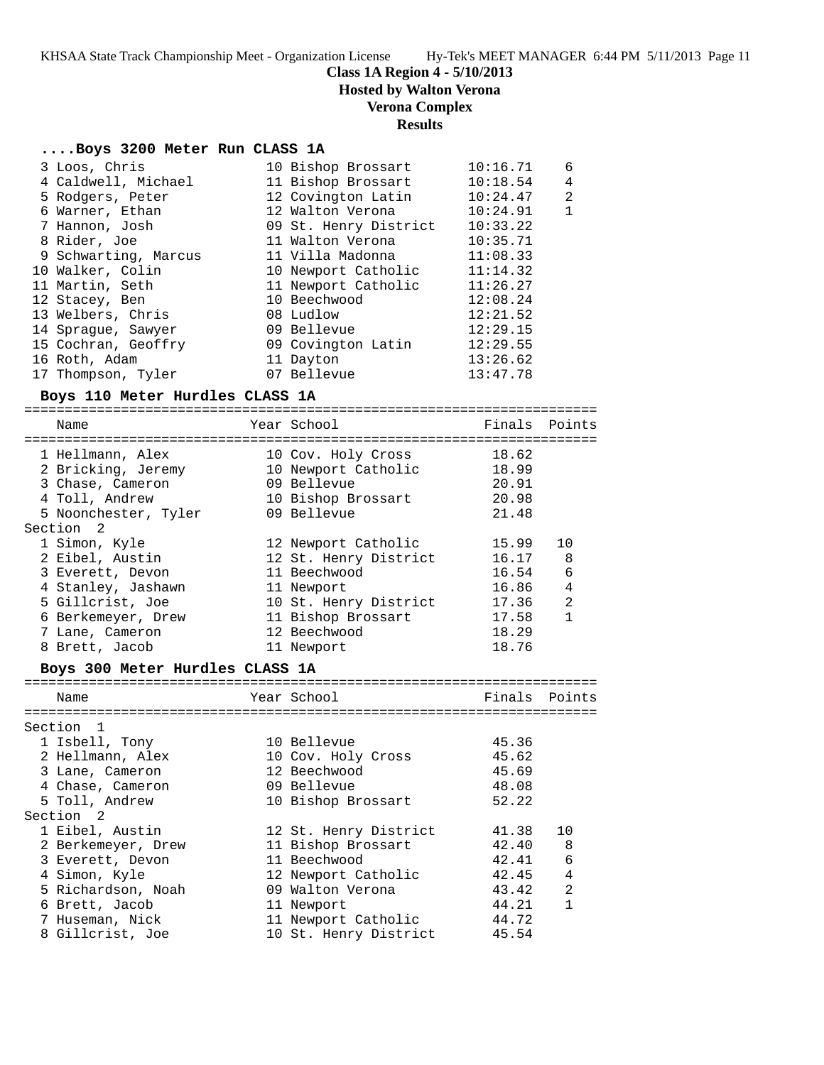**Class 1A Region 4 - 5/10/2013**
**Hosted by Walton Verona**
**Verona Complex**
**Results**

### ....Boys 3200 Meter Run CLASS 1A

| Place | Name | Year | School | Finals | Points |
|---|---|---|---|---|---|
| 3 | Loos, Chris | 10 | Bishop Brossart | 10:16.71 | 6 |
| 4 | Caldwell, Michael | 11 | Bishop Brossart | 10:18.54 | 4 |
| 5 | Rodgers, Peter | 12 | Covington Latin | 10:24.47 | 2 |
| 6 | Warner, Ethan | 12 | Walton Verona | 10:24.91 | 1 |
| 7 | Hannon, Josh | 09 | St. Henry District | 10:33.22 | |
| 8 | Rider, Joe | 11 | Walton Verona | 10:35.71 | |
| 9 | Schwarting, Marcus | 11 | Villa Madonna | 11:08.33 | |
| 10 | Walker, Colin | 10 | Newport Catholic | 11:14.32 | |
| 11 | Martin, Seth | 11 | Newport Catholic | 11:26.27 | |
| 12 | Stacey, Ben | 10 | Beechwood | 12:08.24 | |
| 13 | Welbers, Chris | 08 | Ludlow | 12:21.52 | |
| 14 | Sprague, Sawyer | 09 | Bellevue | 12:29.15 | |
| 15 | Cochran, Geoffry | 09 | Covington Latin | 12:29.55 | |
| 16 | Roth, Adam | 11 | Dayton | 13:26.62 | |
| 17 | Thompson, Tyler | 07 | Bellevue | 13:47.78 | |

### Boys 110 Meter Hurdles CLASS 1A

| Place | Name | Year | School | Finals | Points |
|---|---|---|---|---|---|
| 1 | Hellmann, Alex | 10 | Cov. Holy Cross | 18.62 | |
| 2 | Bricking, Jeremy | 10 | Newport Catholic | 18.99 | |
| 3 | Chase, Cameron | 09 | Bellevue | 20.91 | |
| 4 | Toll, Andrew | 10 | Bishop Brossart | 20.98 | |
| 5 | Noonchester, Tyler | 09 | Bellevue | 21.48 | |
| **Section 2** | | | | | |
| 1 | Simon, Kyle | 12 | Newport Catholic | 15.99 | 10 |
| 2 | Eibel, Austin | 12 | St. Henry District | 16.17 | 8 |
| 3 | Everett, Devon | 11 | Beechwood | 16.54 | 6 |
| 4 | Stanley, Jashawn | 11 | Newport | 16.86 | 4 |
| 5 | Gillcrist, Joe | 10 | St. Henry District | 17.36 | 2 |
| 6 | Berkemeyer, Drew | 11 | Bishop Brossart | 17.58 | 1 |
| 7 | Lane, Cameron | 12 | Beechwood | 18.29 | |
| 8 | Brett, Jacob | 11 | Newport | 18.76 | |

### Boys 300 Meter Hurdles CLASS 1A

| Place | Name | Year | School | Finals | Points |
|---|---|---|---|---|---|
| **Section 1** | | | | | |
| 1 | Isbell, Tony | 10 | Bellevue | 45.36 | |
| 2 | Hellmann, Alex | 10 | Cov. Holy Cross | 45.62 | |
| 3 | Lane, Cameron | 12 | Beechwood | 45.69 | |
| 4 | Chase, Cameron | 09 | Bellevue | 48.08 | |
| 5 | Toll, Andrew | 10 | Bishop Brossart | 52.22 | |
| **Section 2** | | | | | |
| 1 | Eibel, Austin | 12 | St. Henry District | 41.38 | 10 |
| 2 | Berkemeyer, Drew | 11 | Bishop Brossart | 42.40 | 8 |
| 3 | Everett, Devon | 11 | Beechwood | 42.41 | 6 |
| 4 | Simon, Kyle | 12 | Newport Catholic | 42.45 | 4 |
| 5 | Richardson, Noah | 09 | Walton Verona | 43.42 | 2 |
| 6 | Brett, Jacob | 11 | Newport | 44.21 | 1 |
| 7 | Huseman, Nick | 11 | Newport Catholic | 44.72 | |
| 8 | Gillcrist, Joe | 10 | St. Henry District | 45.54 | |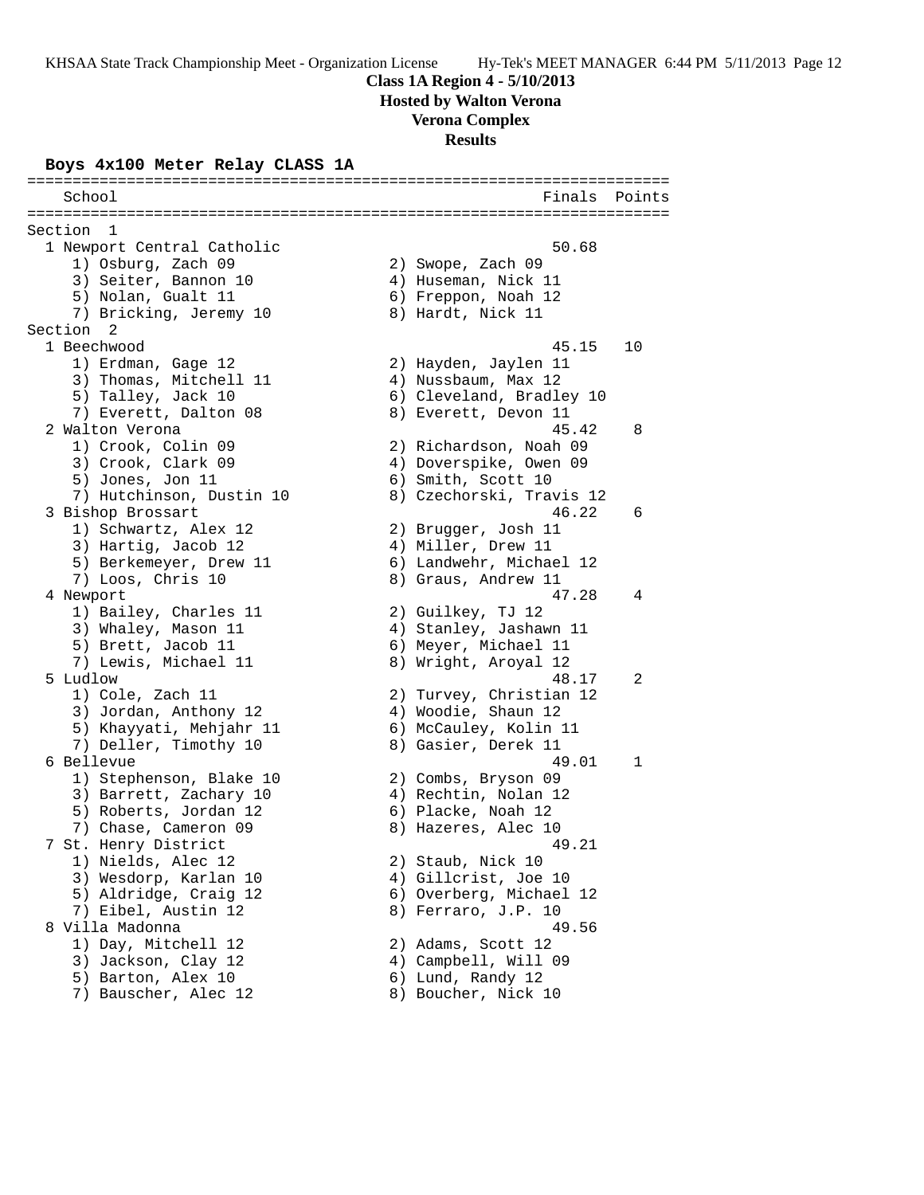**Class 1A Region 4 - 5/10/2013**
**Hosted by Walton Verona**
**Verona Complex**
**Results**

### Boys 4x100 Meter Relay CLASS 1A

```
=======================================================================
    School                                            Finals  Points
=======================================================================
Section  1
  1 Newport Central Catholic                           50.68
     1) Osburg, Zach 09                 2) Swope, Zach 09
     3) Seiter, Bannon 10               4) Huseman, Nick 11
     5) Nolan, Gualt 11                 6) Freppon, Noah 12
     7) Bricking, Jeremy 10             8) Hardt, Nick 11
Section  2
  1 Beechwood                                          45.15   10
     1) Erdman, Gage 12                 2) Hayden, Jaylen 11
     3) Thomas, Mitchell 11             4) Nussbaum, Max 12
     5) Talley, Jack 10                 6) Cleveland, Bradley 10
     7) Everett, Dalton 08              8) Everett, Devon 11
  2 Walton Verona                                      45.42    8
     1) Crook, Colin 09                 2) Richardson, Noah 09
     3) Crook, Clark 09                 4) Doverspike, Owen 09
     5) Jones, Jon 11                   6) Smith, Scott 10
     7) Hutchinson, Dustin 10           8) Czechorski, Travis 12
  3 Bishop Brossart                                    46.22    6
     1) Schwartz, Alex 12               2) Brugger, Josh 11
     3) Hartig, Jacob 12                4) Miller, Drew 11
     5) Berkemeyer, Drew 11             6) Landwehr, Michael 12
     7) Loos, Chris 10                  8) Graus, Andrew 11
  4 Newport                                            47.28    4
     1) Bailey, Charles 11              2) Guilkey, TJ 12
     3) Whaley, Mason 11                4) Stanley, Jashawn 11
     5) Brett, Jacob 11                 6) Meyer, Michael 11
     7) Lewis, Michael 11               8) Wright, Aroyal 12
  5 Ludlow                                             48.17    2
     1) Cole, Zach 11                   2) Turvey, Christian 12
     3) Jordan, Anthony 12              4) Woodie, Shaun 12
     5) Khayyati, Mehjahr 11            6) McCauley, Kolin 11
     7) Deller, Timothy 10              8) Gasier, Derek 11
  6 Bellevue                                           49.01    1
     1) Stephenson, Blake 10            2) Combs, Bryson 09
     3) Barrett, Zachary 10             4) Rechtin, Nolan 12
     5) Roberts, Jordan 12              6) Placke, Noah 12
     7) Chase, Cameron 09               8) Hazeres, Alec 10
  7 St. Henry District                                 49.21
     1) Nields, Alec 12                 2) Staub, Nick 10
     3) Wesdorp, Karlan 10              4) Gillcrist, Joe 10
     5) Aldridge, Craig 12              6) Overberg, Michael 12
     7) Eibel, Austin 12                8) Ferraro, J.P. 10
  8 Villa Madonna                                      49.56
     1) Day, Mitchell 12                2) Adams, Scott 12
     3) Jackson, Clay 12                4) Campbell, Will 09
     5) Barton, Alex 10                 6) Lund, Randy 12
     7) Bauscher, Alec 12               8) Boucher, Nick 10
```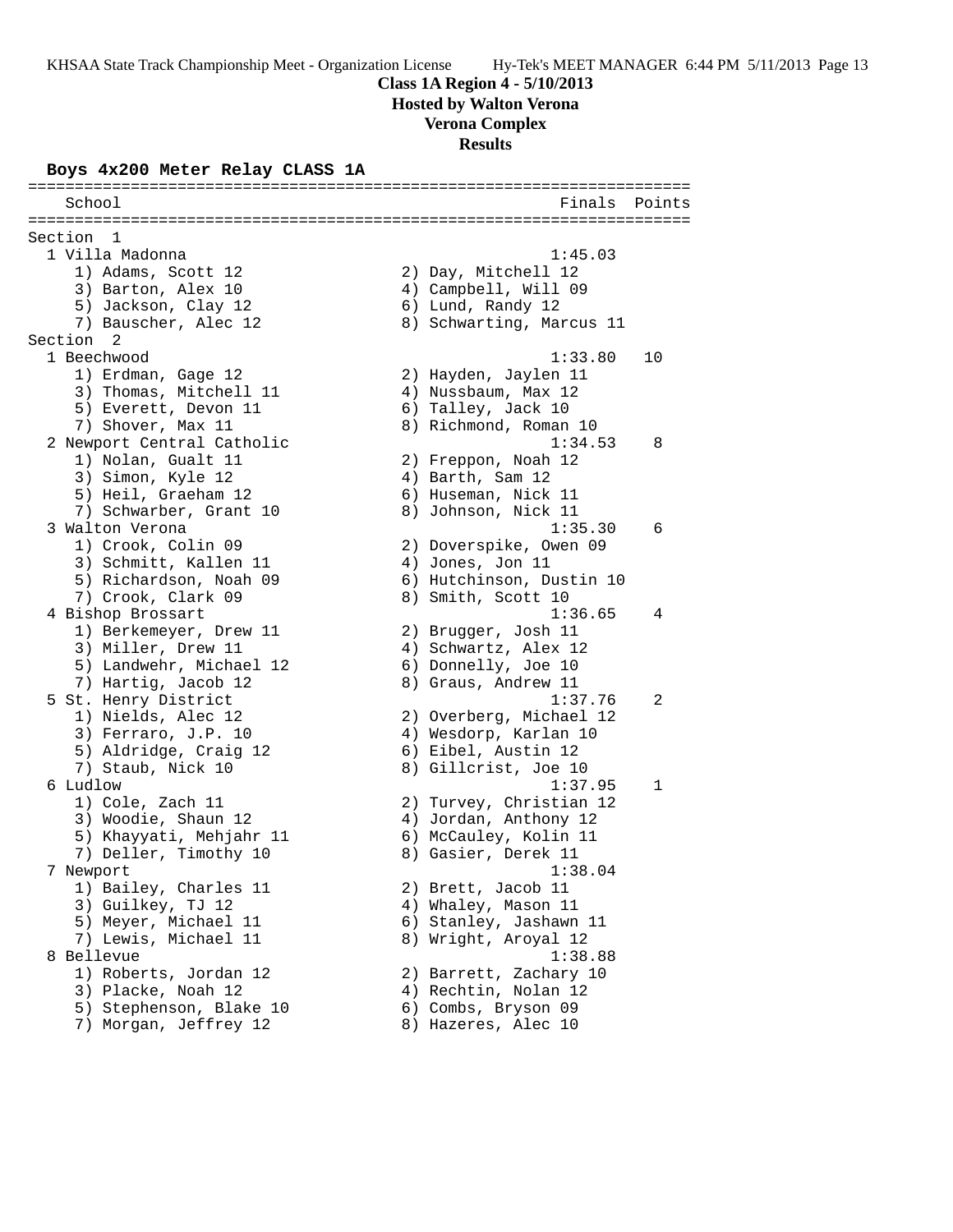**Class 1A Region 4 - 5/10/2013**

**Hosted by Walton Verona**

**Verona Complex**

**Results**

### Boys 4x200 Meter Relay CLASS 1A

| School | Finals | Points |
|---|---|---|
| **Section 1** | | |
| 1 Villa Madonna | 1:45.03 | |
| 1) Adams, Scott 12; 2) Day, Mitchell 12; 3) Barton, Alex 10; 4) Campbell, Will 09; 5) Jackson, Clay 12; 6) Lund, Randy 12; 7) Bauscher, Alec 12; 8) Schwarting, Marcus 11 | | |
| **Section 2** | | |
| 1 Beechwood | 1:33.80 | 10 |
| 1) Erdman, Gage 12; 2) Hayden, Jaylen 11; 3) Thomas, Mitchell 11; 4) Nussbaum, Max 12; 5) Everett, Devon 11; 6) Talley, Jack 10; 7) Shover, Max 11; 8) Richmond, Roman 10 | | |
| 2 Newport Central Catholic | 1:34.53 | 8 |
| 1) Nolan, Gualt 11; 2) Freppon, Noah 12; 3) Simon, Kyle 12; 4) Barth, Sam 12; 5) Heil, Graeham 12; 6) Huseman, Nick 11; 7) Schwarber, Grant 10; 8) Johnson, Nick 11 | | |
| 3 Walton Verona | 1:35.30 | 6 |
| 1) Crook, Colin 09; 2) Doverspike, Owen 09; 3) Schmitt, Kallen 11; 4) Jones, Jon 11; 5) Richardson, Noah 09; 6) Hutchinson, Dustin 10; 7) Crook, Clark 09; 8) Smith, Scott 10 | | |
| 4 Bishop Brossart | 1:36.65 | 4 |
| 1) Berkemeyer, Drew 11; 2) Brugger, Josh 11; 3) Miller, Drew 11; 4) Schwartz, Alex 12; 5) Landwehr, Michael 12; 6) Donnelly, Joe 10; 7) Hartig, Jacob 12; 8) Graus, Andrew 11 | | |
| 5 St. Henry District | 1:37.76 | 2 |
| 1) Nields, Alec 12; 2) Overberg, Michael 12; 3) Ferraro, J.P. 10; 4) Wesdorp, Karlan 10; 5) Aldridge, Craig 12; 6) Eibel, Austin 12; 7) Staub, Nick 10; 8) Gillcrist, Joe 10 | | |
| 6 Ludlow | 1:37.95 | 1 |
| 1) Cole, Zach 11; 2) Turvey, Christian 12; 3) Woodie, Shaun 12; 4) Jordan, Anthony 12; 5) Khayyati, Mehjahr 11; 6) McCauley, Kolin 11; 7) Deller, Timothy 10; 8) Gasier, Derek 11 | | |
| 7 Newport | 1:38.04 | |
| 1) Bailey, Charles 11; 2) Brett, Jacob 11; 3) Guilkey, TJ 12; 4) Whaley, Mason 11; 5) Meyer, Michael 11; 6) Stanley, Jashawn 11; 7) Lewis, Michael 11; 8) Wright, Aroyal 12 | | |
| 8 Bellevue | 1:38.88 | |
| 1) Roberts, Jordan 12; 2) Barrett, Zachary 10; 3) Placke, Noah 12; 4) Rechtin, Nolan 12; 5) Stephenson, Blake 10; 6) Combs, Bryson 09; 7) Morgan, Jeffrey 12; 8) Hazeres, Alec 10 | | |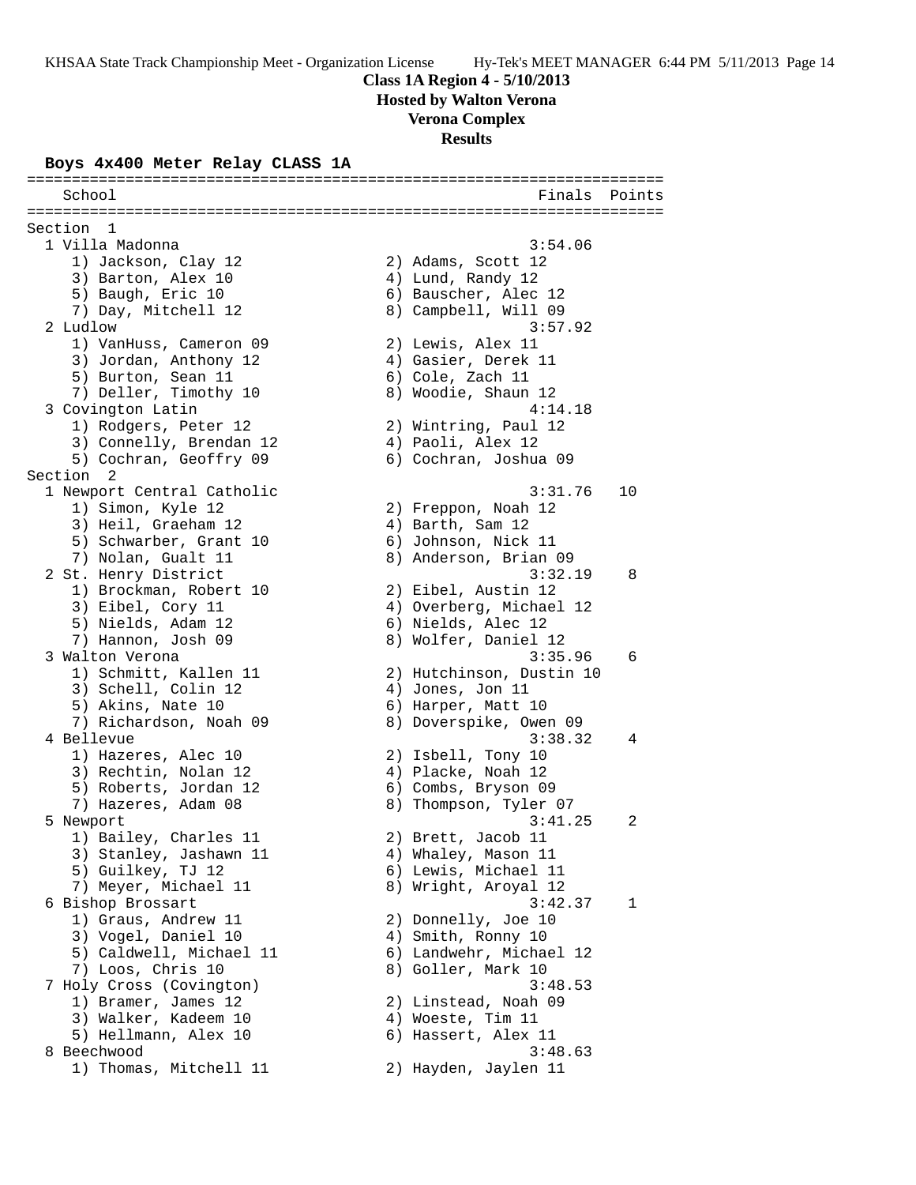**Class 1A Region 4 - 5/10/2013**
**Hosted by Walton Verona**
**Verona Complex**
**Results**

### Boys 4x400 Meter Relay CLASS 1A

```
=======================================================================
    School                                               Finals  Points
=======================================================================
Section  1
  1 Villa Madonna                                       3:54.06
     1) Jackson, Clay 12                2) Adams, Scott 12
     3) Barton, Alex 10                 4) Lund, Randy 12
     5) Baugh, Eric 10                  6) Bauscher, Alec 12
     7) Day, Mitchell 12                8) Campbell, Will 09
  2 Ludlow                                              3:57.92
     1) VanHuss, Cameron 09             2) Lewis, Alex 11
     3) Jordan, Anthony 12              4) Gasier, Derek 11
     5) Burton, Sean 11                 6) Cole, Zach 11
     7) Deller, Timothy 10              8) Woodie, Shaun 12
  3 Covington Latin                                     4:14.18
     1) Rodgers, Peter 12               2) Wintring, Paul 12
     3) Connelly, Brendan 12            4) Paoli, Alex 12
     5) Cochran, Geoffry 09             6) Cochran, Joshua 09
Section  2
  1 Newport Central Catholic                            3:31.76   10
     1) Simon, Kyle 12                  2) Freppon, Noah 12
     3) Heil, Graeham 12                4) Barth, Sam 12
     5) Schwarber, Grant 10             6) Johnson, Nick 11
     7) Nolan, Gualt 11                 8) Anderson, Brian 09
  2 St. Henry District                                  3:32.19    8
     1) Brockman, Robert 10             2) Eibel, Austin 12
     3) Eibel, Cory 11                  4) Overberg, Michael 12
     5) Nields, Adam 12                 6) Nields, Alec 12
     7) Hannon, Josh 09                 8) Wolfer, Daniel 12
  3 Walton Verona                                       3:35.96    6
     1) Schmitt, Kallen 11              2) Hutchinson, Dustin 10
     3) Schell, Colin 12                4) Jones, Jon 11
     5) Akins, Nate 10                  6) Harper, Matt 10
     7) Richardson, Noah 09             8) Doverspike, Owen 09
  4 Bellevue                                            3:38.32    4
     1) Hazeres, Alec 10                2) Isbell, Tony 10
     3) Rechtin, Nolan 12               4) Placke, Noah 12
     5) Roberts, Jordan 12              6) Combs, Bryson 09
     7) Hazeres, Adam 08                8) Thompson, Tyler 07
  5 Newport                                             3:41.25    2
     1) Bailey, Charles 11              2) Brett, Jacob 11
     3) Stanley, Jashawn 11             4) Whaley, Mason 11
     5) Guilkey, TJ 12                  6) Lewis, Michael 11
     7) Meyer, Michael 11               8) Wright, Aroyal 12
  6 Bishop Brossart                                     3:42.37    1
     1) Graus, Andrew 11                2) Donnelly, Joe 10
     3) Vogel, Daniel 10                4) Smith, Ronny 10
     5) Caldwell, Michael 11            6) Landwehr, Michael 12
     7) Loos, Chris 10                  8) Goller, Mark 10
  7 Holy Cross (Covington)                              3:48.53
     1) Bramer, James 12                2) Linstead, Noah 09
     3) Walker, Kadeem 10               4) Woeste, Tim 11
     5) Hellmann, Alex 10               6) Hassert, Alex 11
  8 Beechwood                                           3:48.63
     1) Thomas, Mitchell 11             2) Hayden, Jaylen 11
```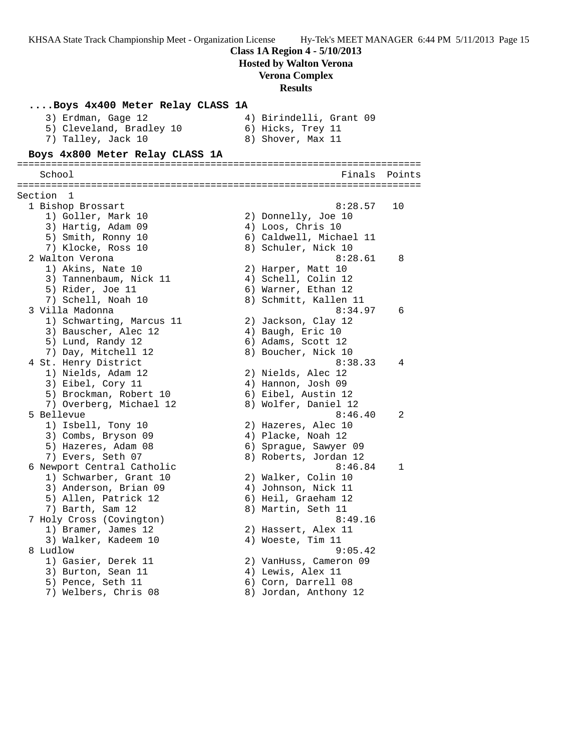**Class 1A Region 4 - 5/10/2013**
**Hosted by Walton Verona**
**Verona Complex**
**Results**

### ....Boys 4x400 Meter Relay CLASS 1A

```
    3) Erdman, Gage 12                4) Birindelli, Grant 09
    5) Cleveland, Bradley 10          6) Hicks, Trey 11
    7) Talley, Jack 10                8) Shover, Max 11
```

### Boys 4x800 Meter Relay CLASS 1A

```
=======================================================================
   School                                               Finals  Points
=======================================================================
Section  1
  1 Bishop Brossart                                    8:28.57   10
     1) Goller, Mark 10                2) Donnelly, Joe 10
     3) Hartig, Adam 09                4) Loos, Chris 10
     5) Smith, Ronny 10                6) Caldwell, Michael 11
     7) Klocke, Ross 10                8) Schuler, Nick 10
  2 Walton Verona                                      8:28.61    8
     1) Akins, Nate 10                 2) Harper, Matt 10
     3) Tannenbaum, Nick 11            4) Schell, Colin 12
     5) Rider, Joe 11                  6) Warner, Ethan 12
     7) Schell, Noah 10                8) Schmitt, Kallen 11
  3 Villa Madonna                                      8:34.97    6
     1) Schwarting, Marcus 11          2) Jackson, Clay 12
     3) Bauscher, Alec 12              4) Baugh, Eric 10
     5) Lund, Randy 12                 6) Adams, Scott 12
     7) Day, Mitchell 12               8) Boucher, Nick 10
  4 St. Henry District                                 8:38.33    4
     1) Nields, Adam 12                2) Nields, Alec 12
     3) Eibel, Cory 11                 4) Hannon, Josh 09
     5) Brockman, Robert 10            6) Eibel, Austin 12
     7) Overberg, Michael 12           8) Wolfer, Daniel 12
  5 Bellevue                                           8:46.40    2
     1) Isbell, Tony 10                2) Hazeres, Alec 10
     3) Combs, Bryson 09               4) Placke, Noah 12
     5) Hazeres, Adam 08               6) Sprague, Sawyer 09
     7) Evers, Seth 07                 8) Roberts, Jordan 12
  6 Newport Central Catholic                           8:46.84    1
     1) Schwarber, Grant 10            2) Walker, Colin 10
     3) Anderson, Brian 09             4) Johnson, Nick 11
     5) Allen, Patrick 12              6) Heil, Graeham 12
     7) Barth, Sam 12                  8) Martin, Seth 11
  7 Holy Cross (Covington)                             8:49.16
     1) Bramer, James 12               2) Hassert, Alex 11
     3) Walker, Kadeem 10              4) Woeste, Tim 11
  8 Ludlow                                             9:05.42
     1) Gasier, Derek 11               2) VanHuss, Cameron 09
     3) Burton, Sean 11                4) Lewis, Alex 11
     5) Pence, Seth 11                 6) Corn, Darrell 08
     7) Welbers, Chris 08              8) Jordan, Anthony 12
```